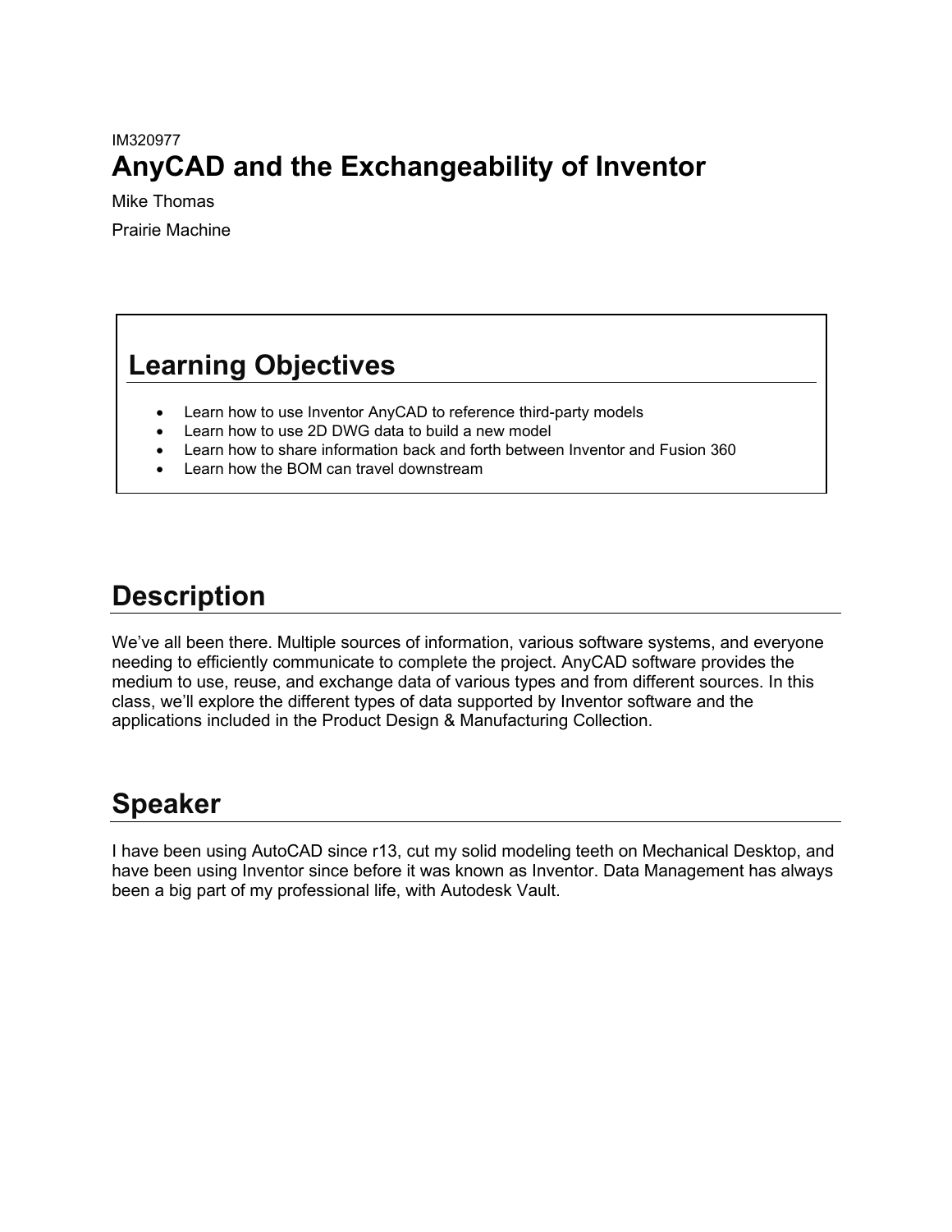IM320977

# AnyCAD and the Exchangeability of Inventor

Mike Thomas

Prairie Machine

## Learning Objectives

- Learn how to use Inventor AnyCAD to reference third-party models
- Learn how to use 2D DWG data to build a new model
- Learn how to share information back and forth between Inventor and Fusion 360
- Learn how the BOM can travel downstream

## Description

We've all been there. Multiple sources of information, various software systems, and everyone needing to efficiently communicate to complete the project. AnyCAD software provides the medium to use, reuse, and exchange data of various types and from different sources. In this class, we'll explore the different types of data supported by Inventor software and the applications included in the Product Design & Manufacturing Collection.

## Speaker

I have been using AutoCAD since r13, cut my solid modeling teeth on Mechanical Desktop, and have been using Inventor since before it was known as Inventor. Data Management has always been a big part of my professional life, with Autodesk Vault.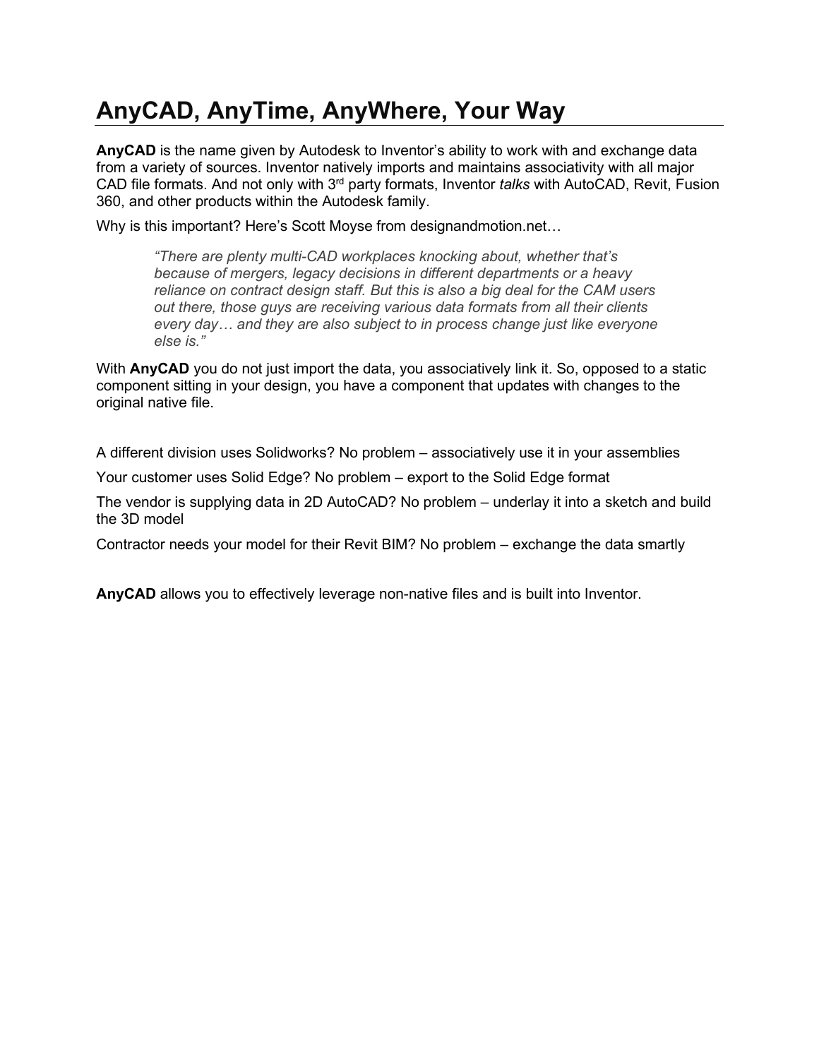# AnyCAD, AnyTime, AnyWhere, Your Way

**AnyCAD** is the name given by Autodesk to Inventor's ability to work with and exchange data from a variety of sources. Inventor natively imports and maintains associativity with all major CAD file formats. And not only with 3rd party formats, Inventor *talks* with AutoCAD, Revit, Fusion 360, and other products within the Autodesk family.

Why is this important? Here's Scott Moyse from designandmotion.net…

> *"There are plenty multi-CAD workplaces knocking about, whether that's because of mergers, legacy decisions in different departments or a heavy reliance on contract design staff. But this is also a big deal for the CAM users out there, those guys are receiving various data formats from all their clients every day… and they are also subject to in process change just like everyone else is."*

With **AnyCAD** you do not just import the data, you associatively link it. So, opposed to a static component sitting in your design, you have a component that updates with changes to the original native file.

A different division uses Solidworks? No problem – associatively use it in your assemblies

Your customer uses Solid Edge? No problem – export to the Solid Edge format

The vendor is supplying data in 2D AutoCAD? No problem – underlay it into a sketch and build the 3D model

Contractor needs your model for their Revit BIM? No problem – exchange the data smartly

**AnyCAD** allows you to effectively leverage non-native files and is built into Inventor.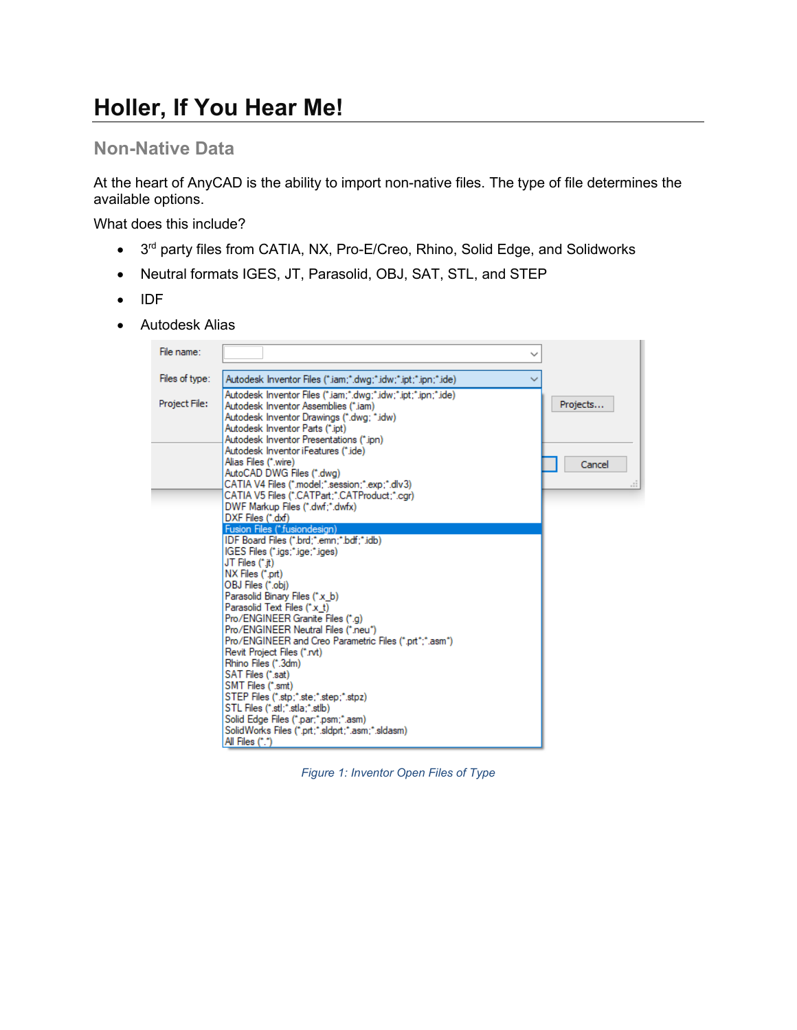# Holler, If You Hear Me!

## Non-Native Data

At the heart of AnyCAD is the ability to import non-native files. The type of file determines the available options.

What does this include?

- 3rd party files from CATIA, NX, Pro-E/Creo, Rhino, Solid Edge, and Solidworks
- Neutral formats IGES, JT, Parasolid, OBJ, SAT, STL, and STEP
- IDF
- Autodesk Alias

*Figure 1: Inventor Open Files of Type*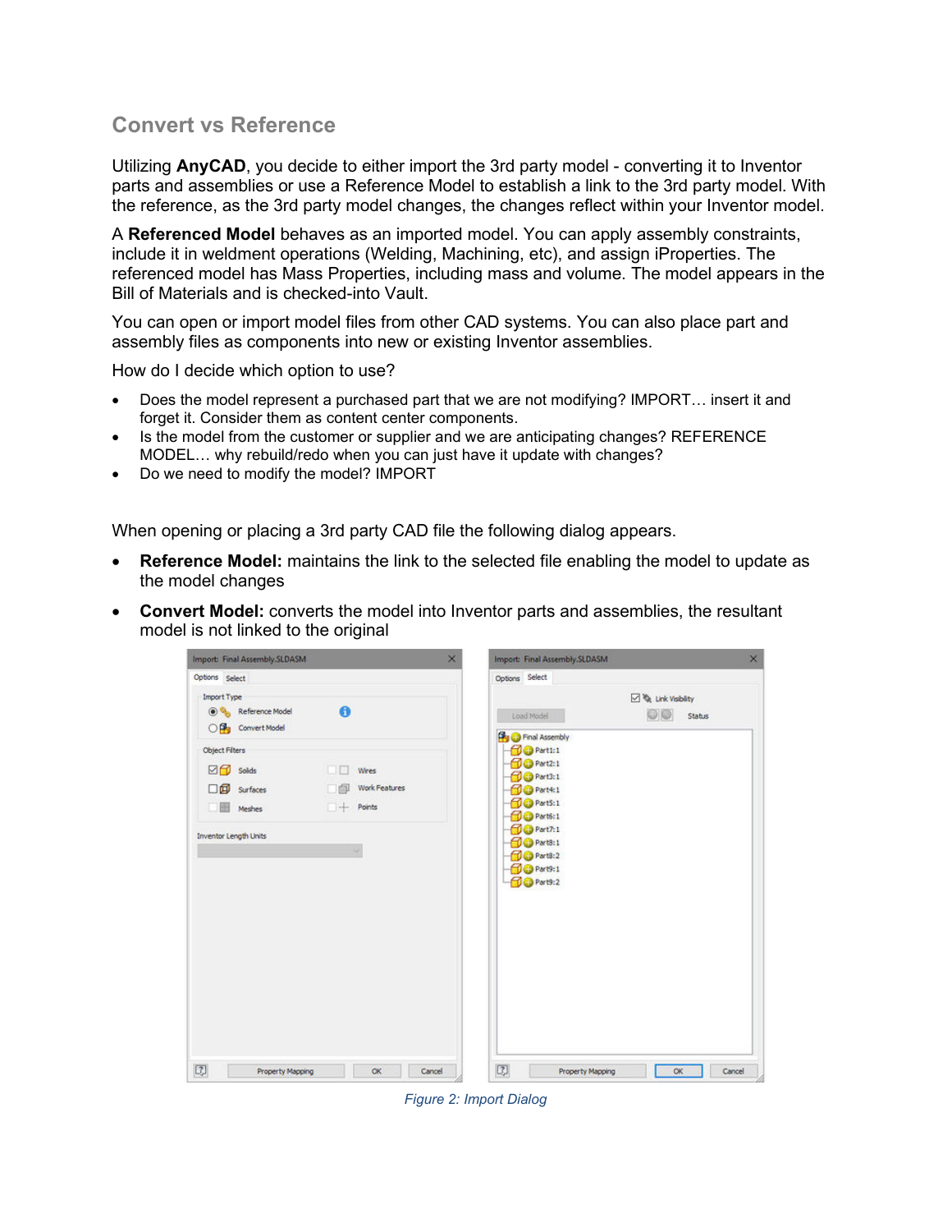## Convert vs Reference

Utilizing **AnyCAD**, you decide to either import the 3rd party model - converting it to Inventor parts and assemblies or use a Reference Model to establish a link to the 3rd party model. With the reference, as the 3rd party model changes, the changes reflect within your Inventor model.

A **Referenced Model** behaves as an imported model. You can apply assembly constraints, include it in weldment operations (Welding, Machining, etc), and assign iProperties. The referenced model has Mass Properties, including mass and volume. The model appears in the Bill of Materials and is checked-into Vault.

You can open or import model files from other CAD systems. You can also place part and assembly files as components into new or existing Inventor assemblies.

How do I decide which option to use?

- Does the model represent a purchased part that we are not modifying? IMPORT… insert it and forget it. Consider them as content center components.
- Is the model from the customer or supplier and we are anticipating changes? REFERENCE MODEL… why rebuild/redo when you can just have it update with changes?
- Do we need to modify the model? IMPORT

When opening or placing a 3rd party CAD file the following dialog appears.

- **Reference Model:** maintains the link to the selected file enabling the model to update as the model changes
- **Convert Model:** converts the model into Inventor parts and assemblies, the resultant model is not linked to the original

*Figure 2: Import Dialog*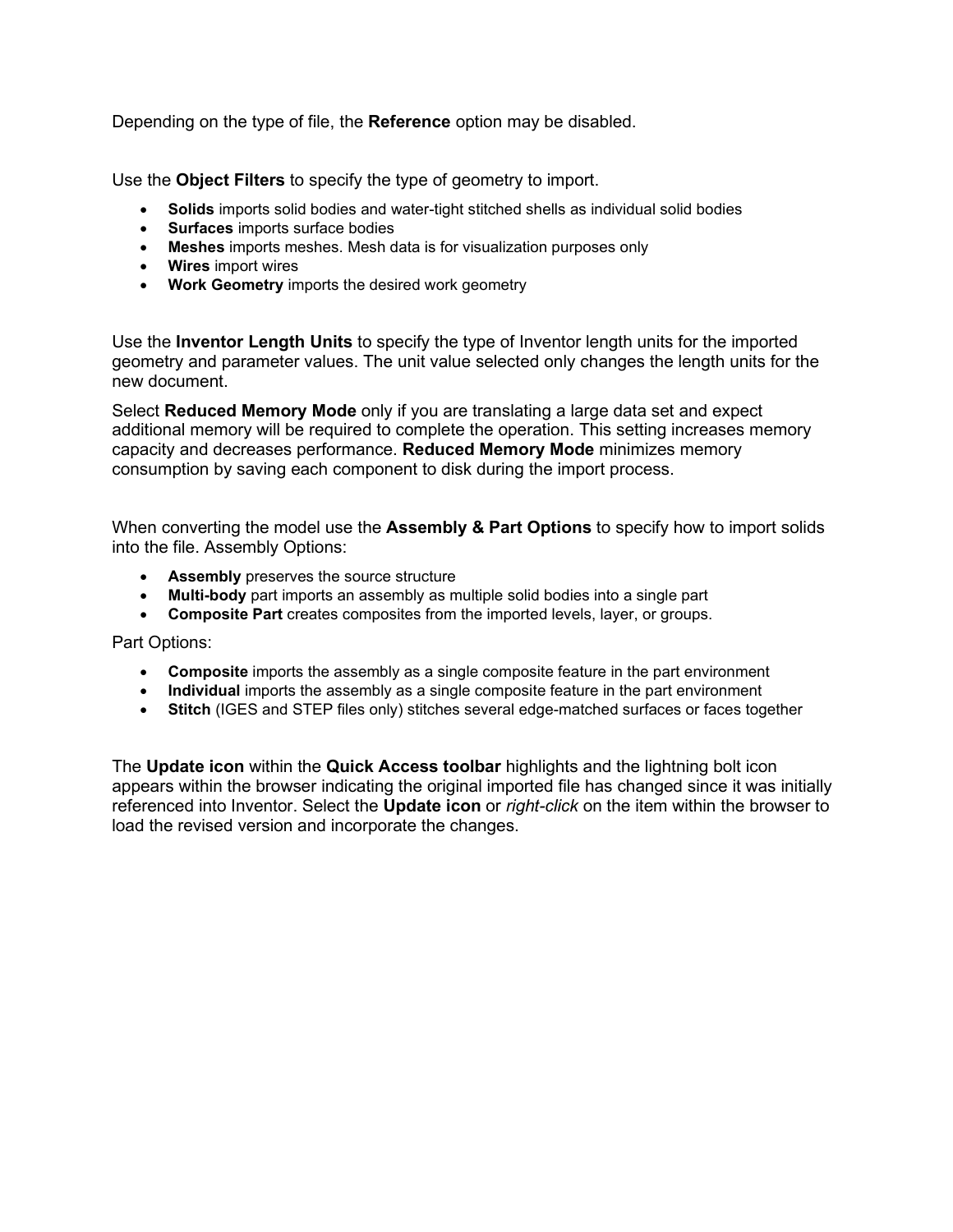Depending on the type of file, the **Reference** option may be disabled.

Use the **Object Filters** to specify the type of geometry to import.

- **Solids** imports solid bodies and water-tight stitched shells as individual solid bodies
- **Surfaces** imports surface bodies
- **Meshes** imports meshes. Mesh data is for visualization purposes only
- **Wires** import wires
- **Work Geometry** imports the desired work geometry

Use the **Inventor Length Units** to specify the type of Inventor length units for the imported geometry and parameter values. The unit value selected only changes the length units for the new document.

Select **Reduced Memory Mode** only if you are translating a large data set and expect additional memory will be required to complete the operation. This setting increases memory capacity and decreases performance. **Reduced Memory Mode** minimizes memory consumption by saving each component to disk during the import process.

When converting the model use the **Assembly & Part Options** to specify how to import solids into the file. Assembly Options:

- **Assembly** preserves the source structure
- **Multi-body** part imports an assembly as multiple solid bodies into a single part
- **Composite Part** creates composites from the imported levels, layer, or groups.

Part Options:

- **Composite** imports the assembly as a single composite feature in the part environment
- **Individual** imports the assembly as a single composite feature in the part environment
- **Stitch** (IGES and STEP files only) stitches several edge-matched surfaces or faces together

The **Update icon** within the **Quick Access toolbar** highlights and the lightning bolt icon appears within the browser indicating the original imported file has changed since it was initially referenced into Inventor. Select the **Update icon** or *right-click* on the item within the browser to load the revised version and incorporate the changes.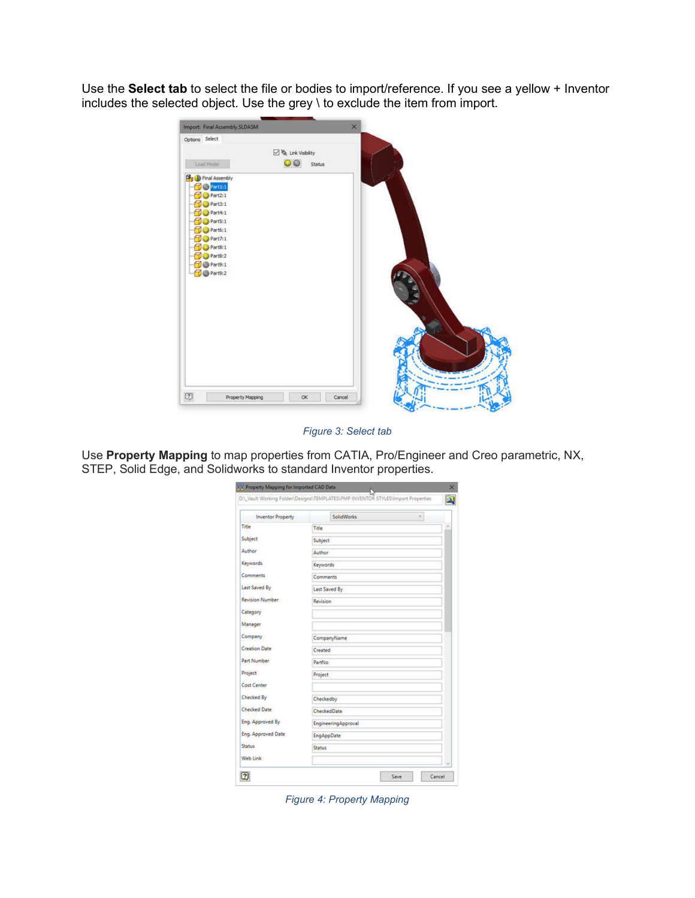Use the **Select tab** to select the file or bodies to import/reference. If you see a yellow + Inventor includes the selected object. Use the grey \ to exclude the item from import.

*Figure 3: Select tab*

Use **Property Mapping** to map properties from CATIA, Pro/Engineer and Creo parametric, NX, STEP, Solid Edge, and Solidworks to standard Inventor properties.

*Figure 4: Property Mapping*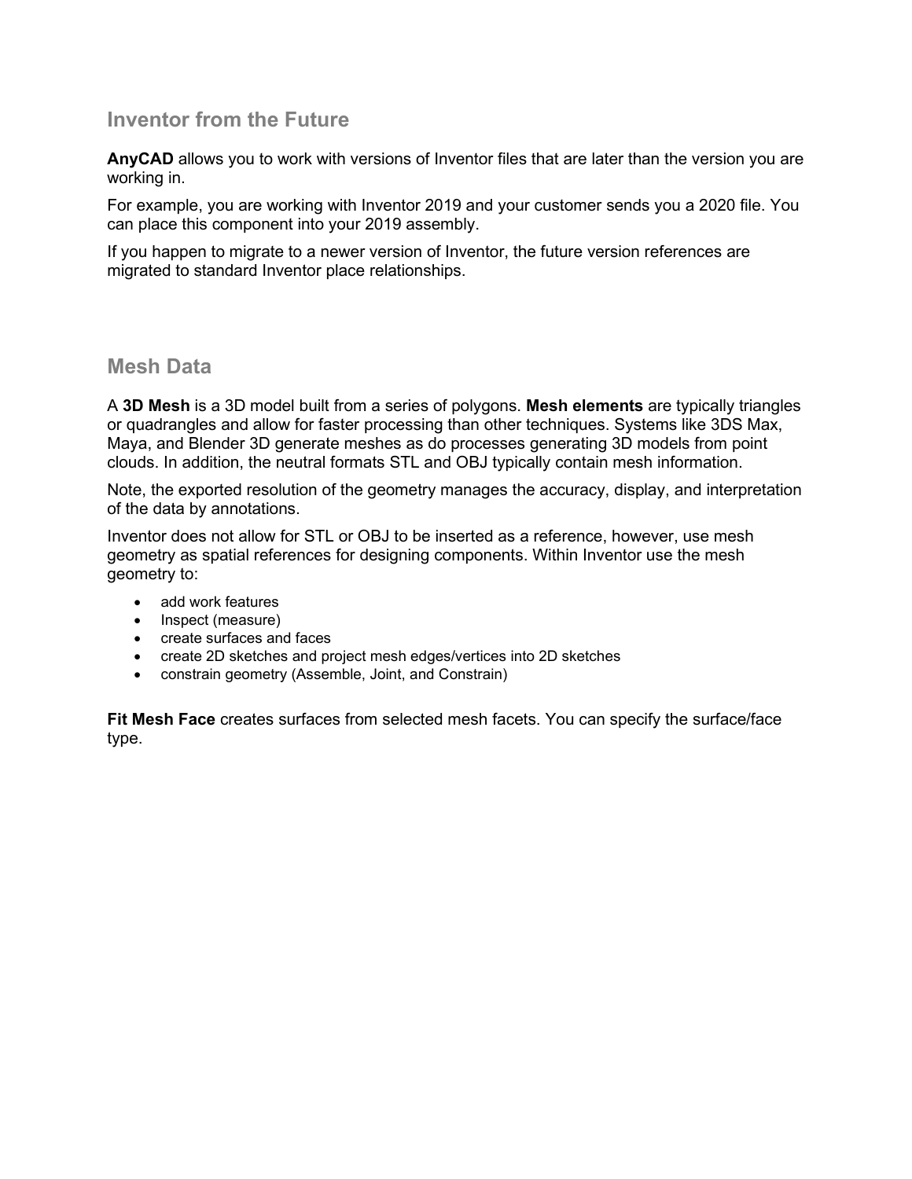## Inventor from the Future

**AnyCAD** allows you to work with versions of Inventor files that are later than the version you are working in.

For example, you are working with Inventor 2019 and your customer sends you a 2020 file. You can place this component into your 2019 assembly.

If you happen to migrate to a newer version of Inventor, the future version references are migrated to standard Inventor place relationships.

## Mesh Data

A **3D Mesh** is a 3D model built from a series of polygons. **Mesh elements** are typically triangles or quadrangles and allow for faster processing than other techniques. Systems like 3DS Max, Maya, and Blender 3D generate meshes as do processes generating 3D models from point clouds. In addition, the neutral formats STL and OBJ typically contain mesh information.

Note, the exported resolution of the geometry manages the accuracy, display, and interpretation of the data by annotations.

Inventor does not allow for STL or OBJ to be inserted as a reference, however, use mesh geometry as spatial references for designing components. Within Inventor use the mesh geometry to:

- add work features
- Inspect (measure)
- create surfaces and faces
- create 2D sketches and project mesh edges/vertices into 2D sketches
- constrain geometry (Assemble, Joint, and Constrain)

**Fit Mesh Face** creates surfaces from selected mesh facets. You can specify the surface/face type.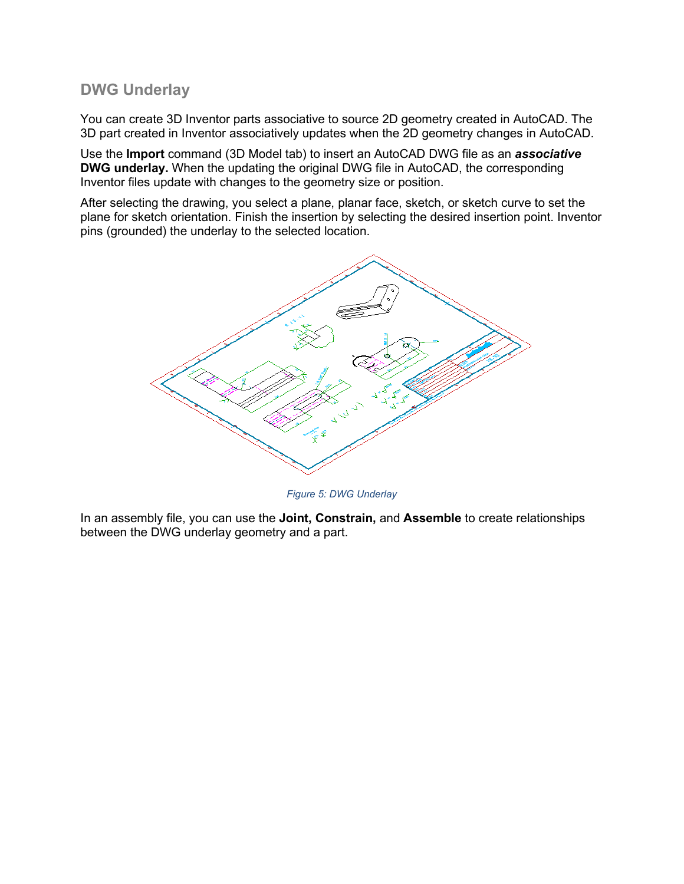## DWG Underlay

You can create 3D Inventor parts associative to source 2D geometry created in AutoCAD. The 3D part created in Inventor associatively updates when the 2D geometry changes in AutoCAD.

Use the **Import** command (3D Model tab) to insert an AutoCAD DWG file as an ***associative* DWG underlay.** When the updating the original DWG file in AutoCAD, the corresponding Inventor files update with changes to the geometry size or position.

After selecting the drawing, you select a plane, planar face, sketch, or sketch curve to set the plane for sketch orientation. Finish the insertion by selecting the desired insertion point. Inventor pins (grounded) the underlay to the selected location.

*Figure 5: DWG Underlay*

In an assembly file, you can use the **Joint, Constrain,** and **Assemble** to create relationships between the DWG underlay geometry and a part.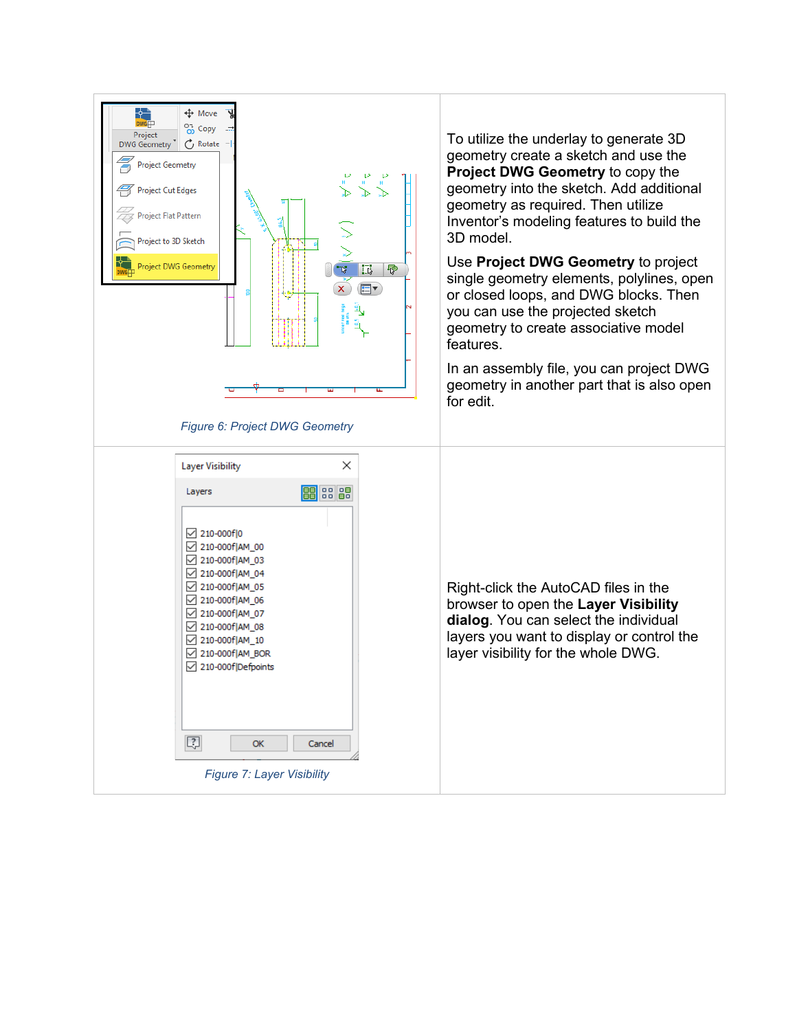Figure 6: Project DWG Geometry

To utilize the underlay to generate 3D geometry create a sketch and use the **Project DWG Geometry** to copy the geometry into the sketch. Add additional geometry as required. Then utilize Inventor's modeling features to build the 3D model.

Use **Project DWG Geometry** to project single geometry elements, polylines, open or closed loops, and DWG blocks. Then you can use the projected sketch geometry to create associative model features.

In an assembly file, you can project DWG geometry in another part that is also open for edit.

Figure 7: Layer Visibility

Right-click the AutoCAD files in the browser to open the **Layer Visibility dialog**. You can select the individual layers you want to display or control the layer visibility for the whole DWG.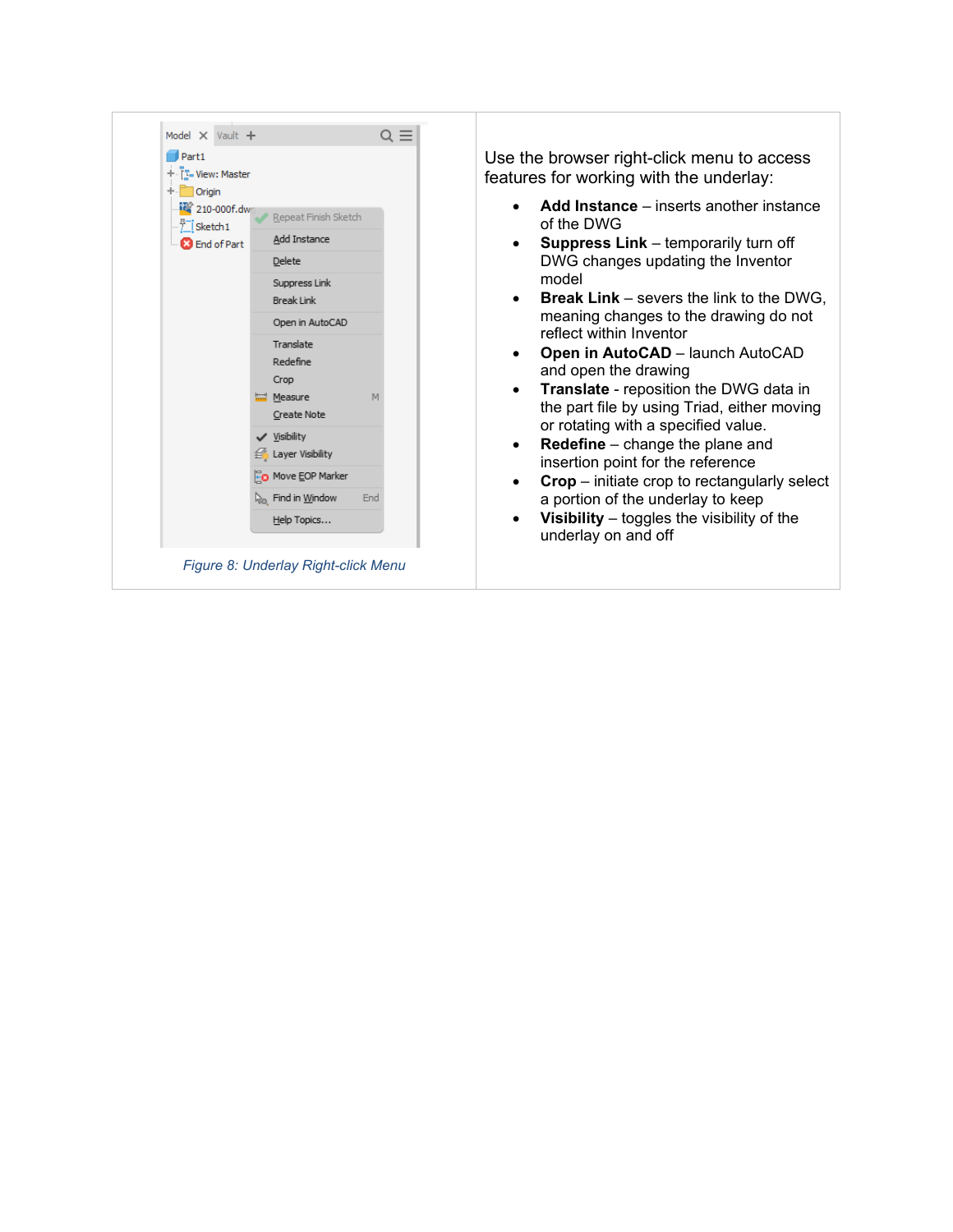Figure 8: Underlay Right-click Menu

Use the browser right-click menu to access features for working with the underlay:

- **Add Instance** – inserts another instance of the DWG
- **Suppress Link** – temporarily turn off DWG changes updating the Inventor model
- **Break Link** – severs the link to the DWG, meaning changes to the drawing do not reflect within Inventor
- **Open in AutoCAD** – launch AutoCAD and open the drawing
- **Translate** - reposition the DWG data in the part file by using Triad, either moving or rotating with a specified value.
- **Redefine** – change the plane and insertion point for the reference
- **Crop** – initiate crop to rectangularly select a portion of the underlay to keep
- **Visibility** – toggles the visibility of the underlay on and off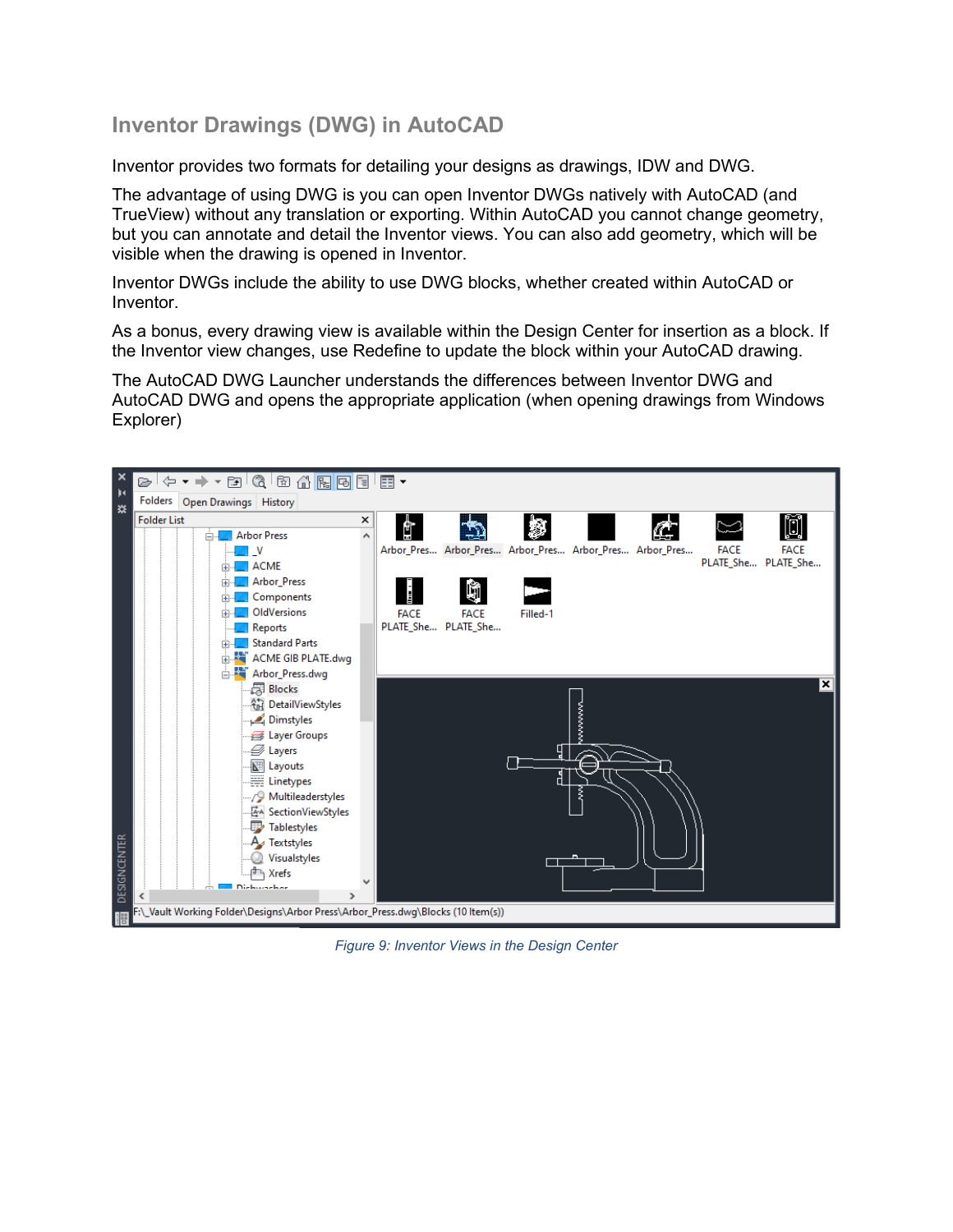## Inventor Drawings (DWG) in AutoCAD

Inventor provides two formats for detailing your designs as drawings, IDW and DWG.

The advantage of using DWG is you can open Inventor DWGs natively with AutoCAD (and TrueView) without any translation or exporting. Within AutoCAD you cannot change geometry, but you can annotate and detail the Inventor views. You can also add geometry, which will be visible when the drawing is opened in Inventor.

Inventor DWGs include the ability to use DWG blocks, whether created within AutoCAD or Inventor.

As a bonus, every drawing view is available within the Design Center for insertion as a block. If the Inventor view changes, use Redefine to update the block within your AutoCAD drawing.

The AutoCAD DWG Launcher understands the differences between Inventor DWG and AutoCAD DWG and opens the appropriate application (when opening drawings from Windows Explorer)

*Figure 9: Inventor Views in the Design Center*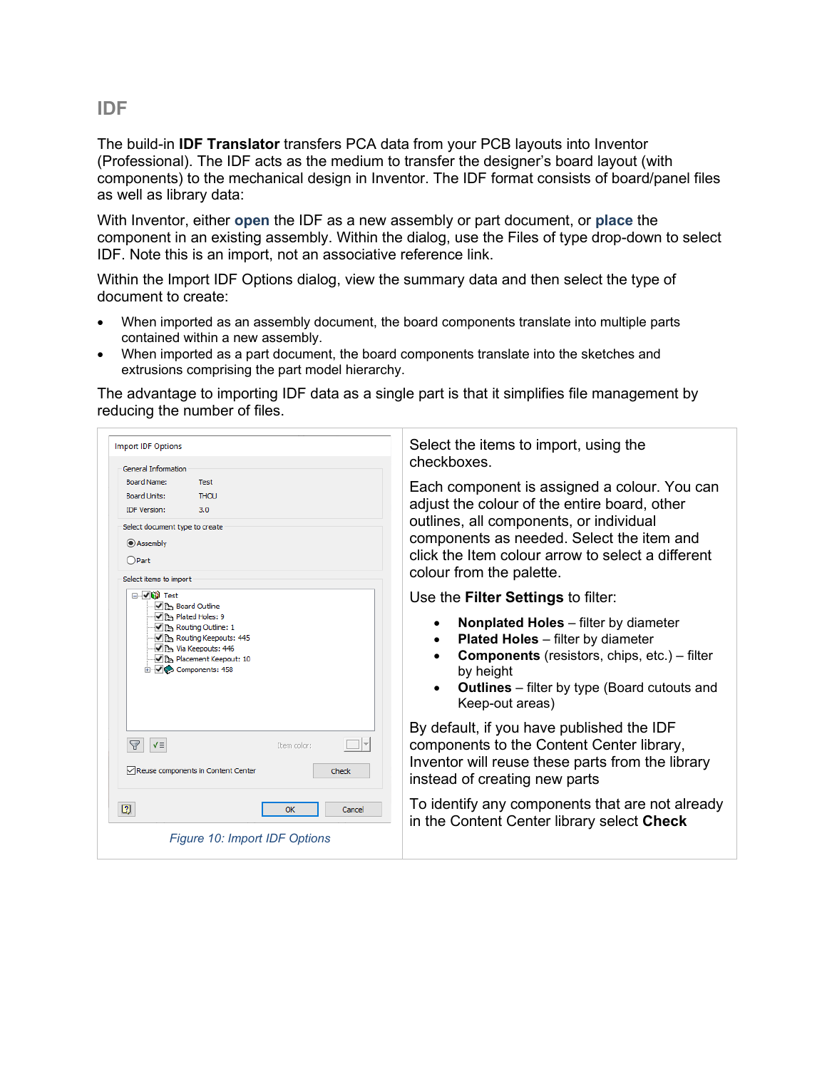## IDF

The build-in **IDF Translator** transfers PCA data from your PCB layouts into Inventor (Professional). The IDF acts as the medium to transfer the designer's board layout (with components) to the mechanical design in Inventor. The IDF format consists of board/panel files as well as library data:

With Inventor, either **open** the IDF as a new assembly or part document, or **place** the component in an existing assembly. Within the dialog, use the Files of type drop-down to select IDF. Note this is an import, not an associative reference link.

Within the Import IDF Options dialog, view the summary data and then select the type of document to create:

- When imported as an assembly document, the board components translate into multiple parts contained within a new assembly.
- When imported as a part document, the board components translate into the sketches and extrusions comprising the part model hierarchy.

The advantage to importing IDF data as a single part is that it simplifies file management by reducing the number of files.

*Figure 10: Import IDF Options*

Select the items to import, using the checkboxes.

Each component is assigned a colour. You can adjust the colour of the entire board, other outlines, all components, or individual components as needed. Select the item and click the Item colour arrow to select a different colour from the palette.

Use the **Filter Settings** to filter:

- **Nonplated Holes** – filter by diameter
- **Plated Holes** – filter by diameter
- **Components** (resistors, chips, etc.) – filter by height
- **Outlines** – filter by type (Board cutouts and Keep-out areas)

By default, if you have published the IDF components to the Content Center library, Inventor will reuse these parts from the library instead of creating new parts

To identify any components that are not already in the Content Center library select **Check**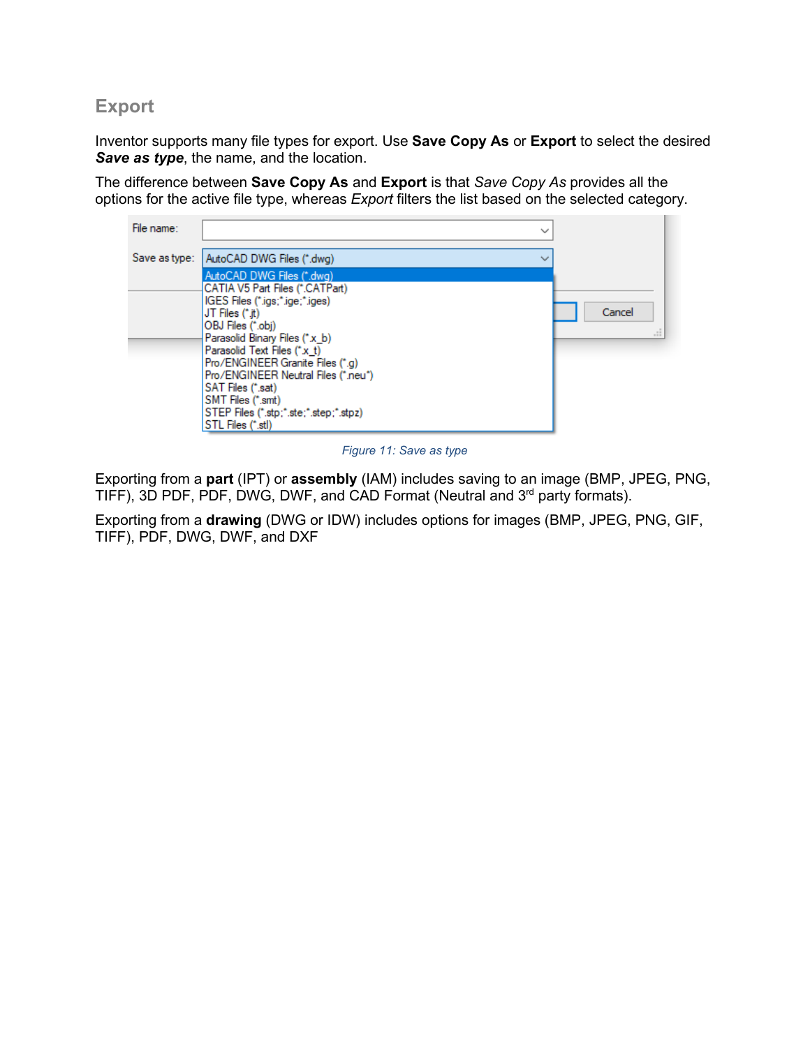## Export

Inventor supports many file types for export. Use **Save Copy As** or **Export** to select the desired ***Save as type***, the name, and the location.

The difference between **Save Copy As** and **Export** is that *Save Copy As* provides all the options for the active file type, whereas *Export* filters the list based on the selected category.

*Figure 11: Save as type*

Exporting from a **part** (IPT) or **assembly** (IAM) includes saving to an image (BMP, JPEG, PNG, TIFF), 3D PDF, PDF, DWG, DWF, and CAD Format (Neutral and 3rd party formats).

Exporting from a **drawing** (DWG or IDW) includes options for images (BMP, JPEG, PNG, GIF, TIFF), PDF, DWG, DWF, and DXF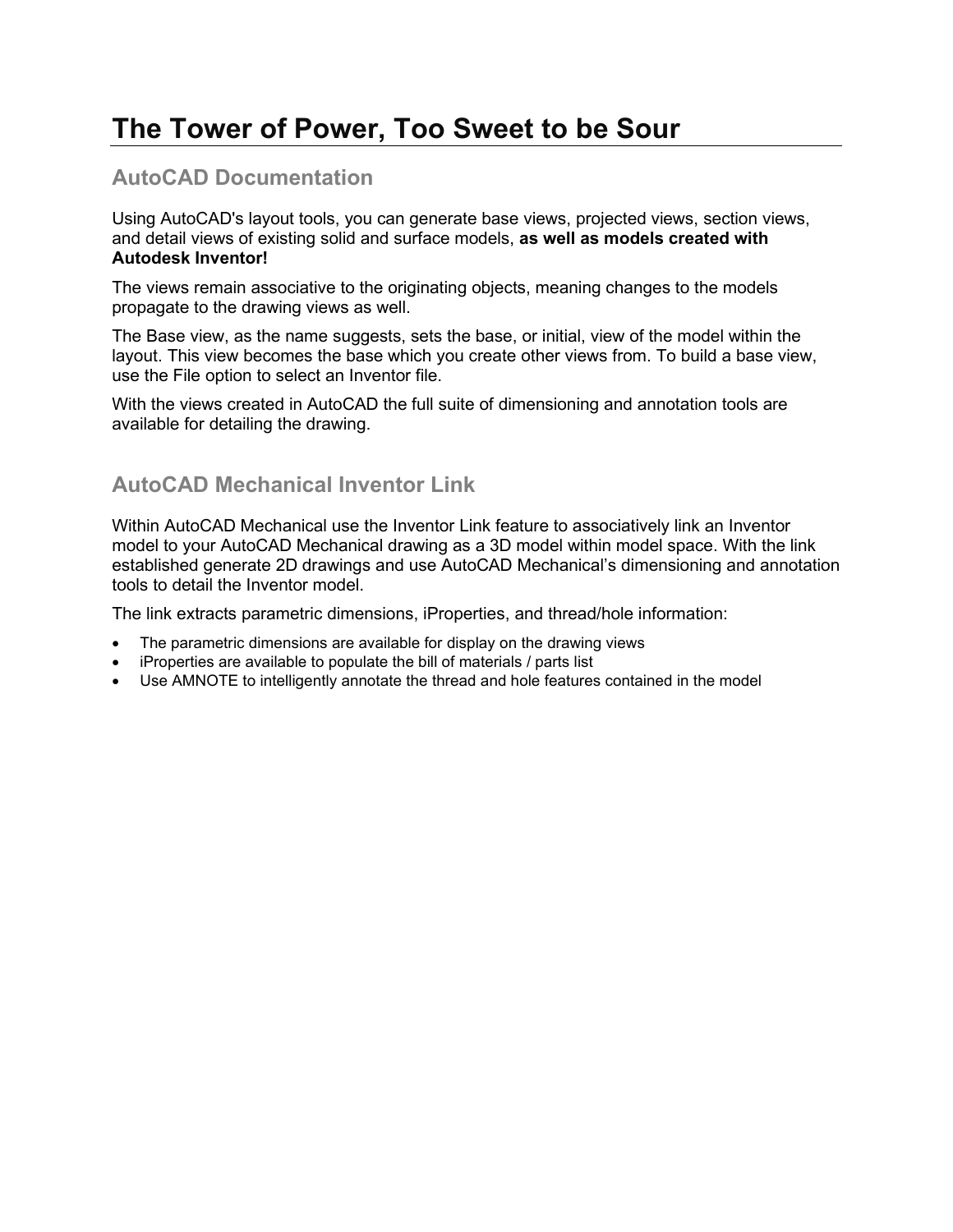# The Tower of Power, Too Sweet to be Sour

## AutoCAD Documentation

Using AutoCAD's layout tools, you can generate base views, projected views, section views, and detail views of existing solid and surface models, **as well as models created with Autodesk Inventor!**

The views remain associative to the originating objects, meaning changes to the models propagate to the drawing views as well.

The Base view, as the name suggests, sets the base, or initial, view of the model within the layout. This view becomes the base which you create other views from. To build a base view, use the File option to select an Inventor file.

With the views created in AutoCAD the full suite of dimensioning and annotation tools are available for detailing the drawing.

## AutoCAD Mechanical Inventor Link

Within AutoCAD Mechanical use the Inventor Link feature to associatively link an Inventor model to your AutoCAD Mechanical drawing as a 3D model within model space. With the link established generate 2D drawings and use AutoCAD Mechanical's dimensioning and annotation tools to detail the Inventor model.

The link extracts parametric dimensions, iProperties, and thread/hole information:

- The parametric dimensions are available for display on the drawing views
- iProperties are available to populate the bill of materials / parts list
- Use AMNOTE to intelligently annotate the thread and hole features contained in the model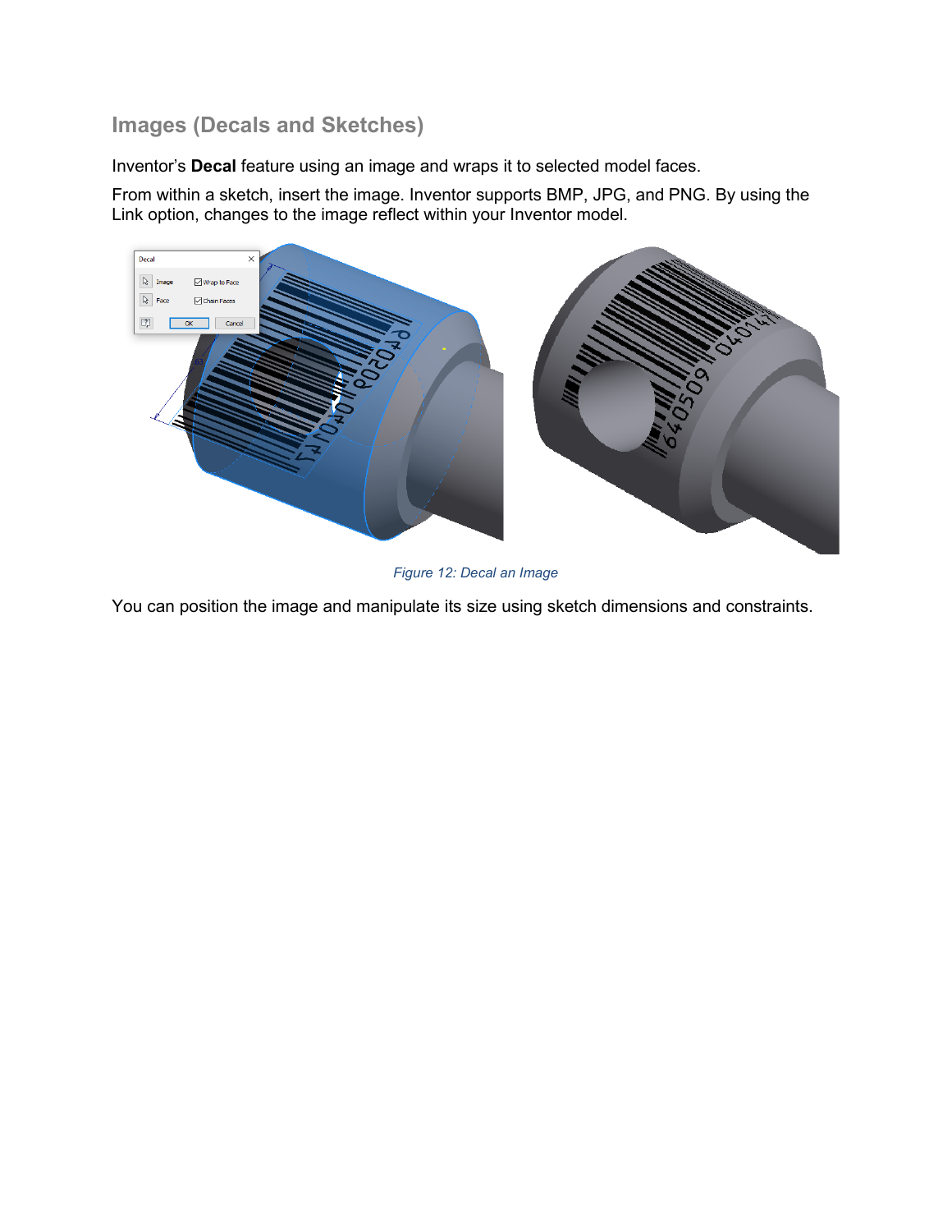## Images (Decals and Sketches)

Inventor's **Decal** feature using an image and wraps it to selected model faces.

From within a sketch, insert the image. Inventor supports BMP, JPG, and PNG. By using the Link option, changes to the image reflect within your Inventor model.

*Figure 12: Decal an Image*

You can position the image and manipulate its size using sketch dimensions and constraints.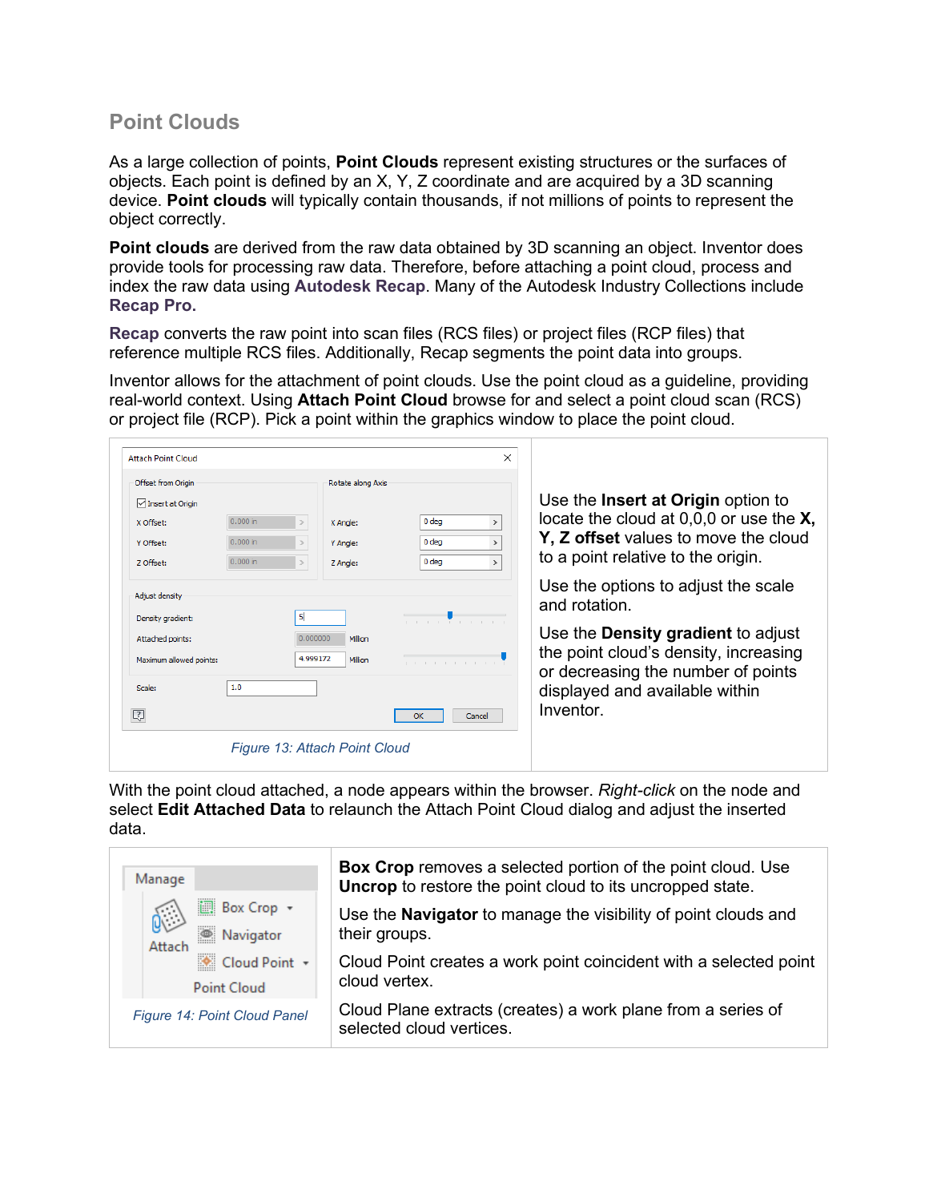## Point Clouds

As a large collection of points, **Point Clouds** represent existing structures or the surfaces of objects. Each point is defined by an X, Y, Z coordinate and are acquired by a 3D scanning device. **Point clouds** will typically contain thousands, if not millions of points to represent the object correctly.

**Point clouds** are derived from the raw data obtained by 3D scanning an object. Inventor does provide tools for processing raw data. Therefore, before attaching a point cloud, process and index the raw data using **Autodesk Recap**. Many of the Autodesk Industry Collections include **Recap Pro.**

**Recap** converts the raw point into scan files (RCS files) or project files (RCP files) that reference multiple RCS files. Additionally, Recap segments the point data into groups.

Inventor allows for the attachment of point clouds. Use the point cloud as a guideline, providing real-world context. Using **Attach Point Cloud** browse for and select a point cloud scan (RCS) or project file (RCP). Pick a point within the graphics window to place the point cloud.

*Figure 13: Attach Point Cloud*

Use the **Insert at Origin** option to locate the cloud at 0,0,0 or use the **X, Y, Z offset** values to move the cloud to a point relative to the origin.

Use the options to adjust the scale and rotation.

Use the **Density gradient** to adjust the point cloud's density, increasing or decreasing the number of points displayed and available within Inventor.

With the point cloud attached, a node appears within the browser. *Right-click* on the node and select **Edit Attached Data** to relaunch the Attach Point Cloud dialog and adjust the inserted data.

*Figure 14: Point Cloud Panel*

**Box Crop** removes a selected portion of the point cloud. Use **Uncrop** to restore the point cloud to its uncropped state.

Use the **Navigator** to manage the visibility of point clouds and their groups.

Cloud Point creates a work point coincident with a selected point cloud vertex.

Cloud Plane extracts (creates) a work plane from a series of selected cloud vertices.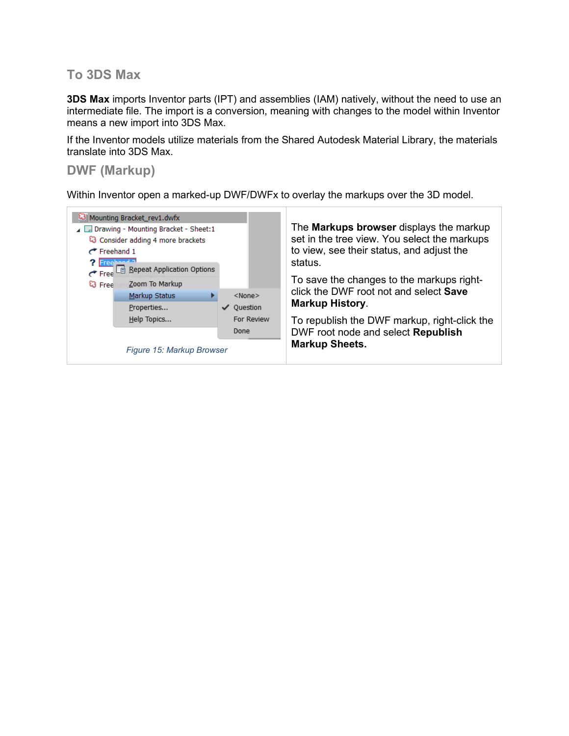## To 3DS Max

**3DS Max** imports Inventor parts (IPT) and assemblies (IAM) natively, without the need to use an intermediate file. The import is a conversion, meaning with changes to the model within Inventor means a new import into 3DS Max.

If the Inventor models utilize materials from the Shared Autodesk Material Library, the materials translate into 3DS Max.

## DWF (Markup)

Within Inventor open a marked-up DWF/DWFx to overlay the markups over the 3D model.

*Figure 15: Markup Browser*

The **Markups browser** displays the markup set in the tree view. You select the markups to view, see their status, and adjust the status.

To save the changes to the markups right-click the DWF root not and select **Save Markup History**.

To republish the DWF markup, right-click the DWF root node and select **Republish Markup Sheets.**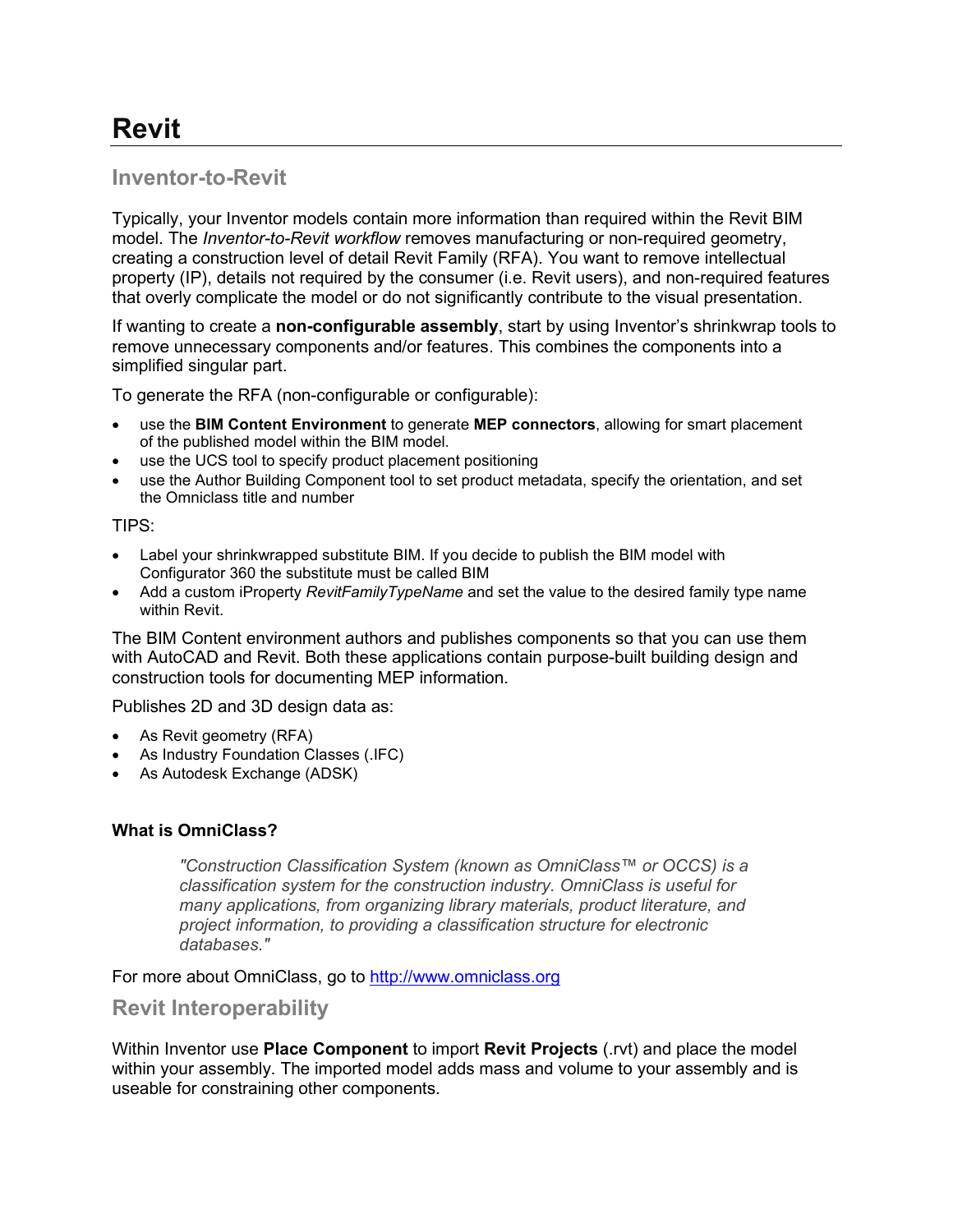# Revit

## Inventor-to-Revit

Typically, your Inventor models contain more information than required within the Revit BIM model. The *Inventor-to-Revit workflow* removes manufacturing or non-required geometry, creating a construction level of detail Revit Family (RFA). You want to remove intellectual property (IP), details not required by the consumer (i.e. Revit users), and non-required features that overly complicate the model or do not significantly contribute to the visual presentation.

If wanting to create a **non-configurable assembly**, start by using Inventor's shrinkwrap tools to remove unnecessary components and/or features. This combines the components into a simplified singular part.

To generate the RFA (non-configurable or configurable):

- use the **BIM Content Environment** to generate **MEP connectors**, allowing for smart placement of the published model within the BIM model.
- use the UCS tool to specify product placement positioning
- use the Author Building Component tool to set product metadata, specify the orientation, and set the Omniclass title and number

TIPS:

- Label your shrinkwrapped substitute BIM. If you decide to publish the BIM model with Configurator 360 the substitute must be called BIM
- Add a custom iProperty *RevitFamilyTypeName* and set the value to the desired family type name within Revit.

The BIM Content environment authors and publishes components so that you can use them with AutoCAD and Revit. Both these applications contain purpose-built building design and construction tools for documenting MEP information.

Publishes 2D and 3D design data as:

- As Revit geometry (RFA)
- As Industry Foundation Classes (.IFC)
- As Autodesk Exchange (ADSK)

**What is OmniClass?**

> *"Construction Classification System (known as OmniClass™ or OCCS) is a classification system for the construction industry. OmniClass is useful for many applications, from organizing library materials, product literature, and project information, to providing a classification structure for electronic databases."*

For more about OmniClass, go to [http://www.omniclass.org](http://www.omniclass.org)

## Revit Interoperability

Within Inventor use **Place Component** to import **Revit Projects** (.rvt) and place the model within your assembly. The imported model adds mass and volume to your assembly and is useable for constraining other components.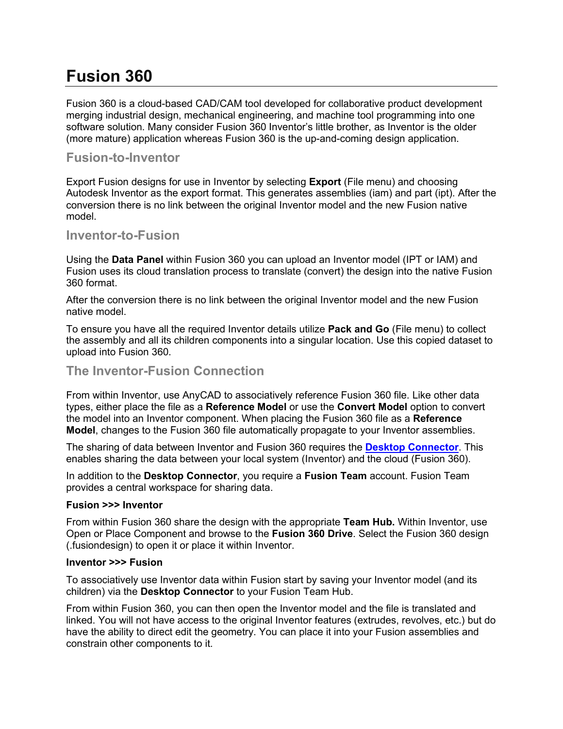# Fusion 360

Fusion 360 is a cloud-based CAD/CAM tool developed for collaborative product development merging industrial design, mechanical engineering, and machine tool programming into one software solution. Many consider Fusion 360 Inventor's little brother, as Inventor is the older (more mature) application whereas Fusion 360 is the up-and-coming design application.

## Fusion-to-Inventor

Export Fusion designs for use in Inventor by selecting **Export** (File menu) and choosing Autodesk Inventor as the export format. This generates assemblies (iam) and part (ipt). After the conversion there is no link between the original Inventor model and the new Fusion native model.

## Inventor-to-Fusion

Using the **Data Panel** within Fusion 360 you can upload an Inventor model (IPT or IAM) and Fusion uses its cloud translation process to translate (convert) the design into the native Fusion 360 format.

After the conversion there is no link between the original Inventor model and the new Fusion native model.

To ensure you have all the required Inventor details utilize **Pack and Go** (File menu) to collect the assembly and all its children components into a singular location. Use this copied dataset to upload into Fusion 360.

## The Inventor-Fusion Connection

From within Inventor, use AnyCAD to associatively reference Fusion 360 file. Like other data types, either place the file as a **Reference Model** or use the **Convert Model** option to convert the model into an Inventor component. When placing the Fusion 360 file as a **Reference Model**, changes to the Fusion 360 file automatically propagate to your Inventor assemblies.

The sharing of data between Inventor and Fusion 360 requires the **Desktop Connector**. This enables sharing the data between your local system (Inventor) and the cloud (Fusion 360).

In addition to the **Desktop Connector**, you require a **Fusion Team** account. Fusion Team provides a central workspace for sharing data.

**Fusion >>> Inventor**

From within Fusion 360 share the design with the appropriate **Team Hub.** Within Inventor, use Open or Place Component and browse to the **Fusion 360 Drive**. Select the Fusion 360 design (.fusiondesign) to open it or place it within Inventor.

**Inventor >>> Fusion**

To associatively use Inventor data within Fusion start by saving your Inventor model (and its children) via the **Desktop Connector** to your Fusion Team Hub.

From within Fusion 360, you can then open the Inventor model and the file is translated and linked. You will not have access to the original Inventor features (extrudes, revolves, etc.) but do have the ability to direct edit the geometry. You can place it into your Fusion assemblies and constrain other components to it.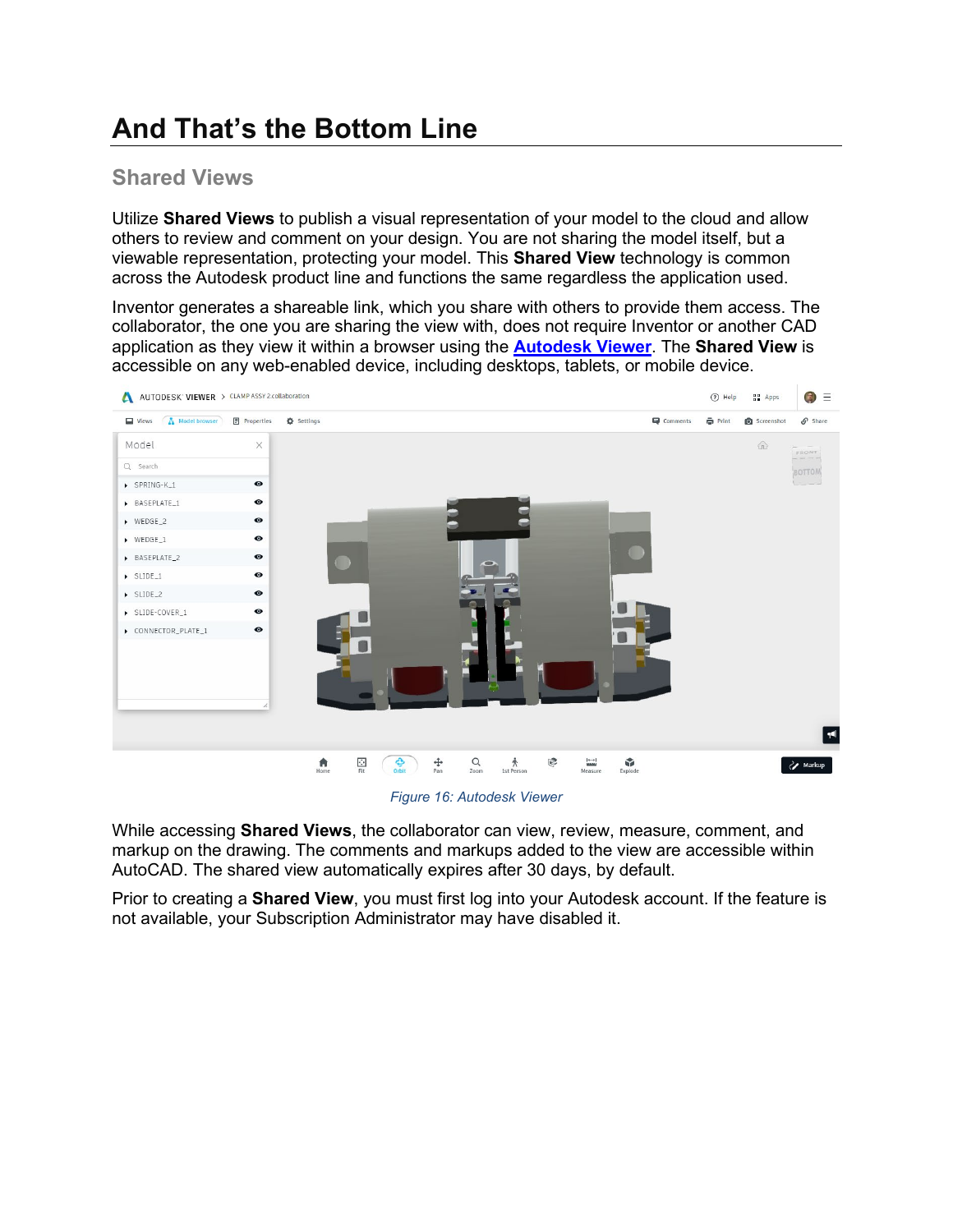# And That's the Bottom Line

## Shared Views

Utilize **Shared Views** to publish a visual representation of your model to the cloud and allow others to review and comment on your design. You are not sharing the model itself, but a viewable representation, protecting your model. This **Shared View** technology is common across the Autodesk product line and functions the same regardless the application used.

Inventor generates a shareable link, which you share with others to provide them access. The collaborator, the one you are sharing the view with, does not require Inventor or another CAD application as they view it within a browser using the **Autodesk Viewer**. The **Shared View** is accessible on any web-enabled device, including desktops, tablets, or mobile device.

*Figure 16: Autodesk Viewer*

While accessing **Shared Views**, the collaborator can view, review, measure, comment, and markup on the drawing. The comments and markups added to the view are accessible within AutoCAD. The shared view automatically expires after 30 days, by default.

Prior to creating a **Shared View**, you must first log into your Autodesk account. If the feature is not available, your Subscription Administrator may have disabled it.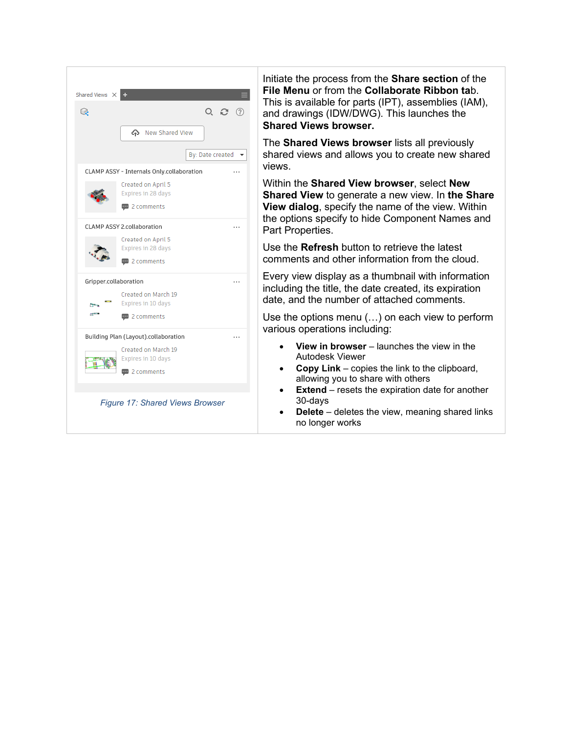*Figure 17: Shared Views Browser*

Initiate the process from the **Share section** of the **File Menu** or from the **Collaborate Ribbon tab**. This is available for parts (IPT), assemblies (IAM), and drawings (IDW/DWG). This launches the **Shared Views browser.**

The **Shared Views browser** lists all previously shared views and allows you to create new shared views.

Within the **Shared View browser**, select **New Shared View** to generate a new view. In **the Share View dialog**, specify the name of the view. Within the options specify to hide Component Names and Part Properties.

Use the **Refresh** button to retrieve the latest comments and other information from the cloud.

Every view display as a thumbnail with information including the title, the date created, its expiration date, and the number of attached comments.

Use the options menu (…) on each view to perform various operations including:

- **View in browser** – launches the view in the Autodesk Viewer
- **Copy Link** – copies the link to the clipboard, allowing you to share with others
- **Extend** – resets the expiration date for another 30-days
- **Delete** – deletes the view, meaning shared links no longer works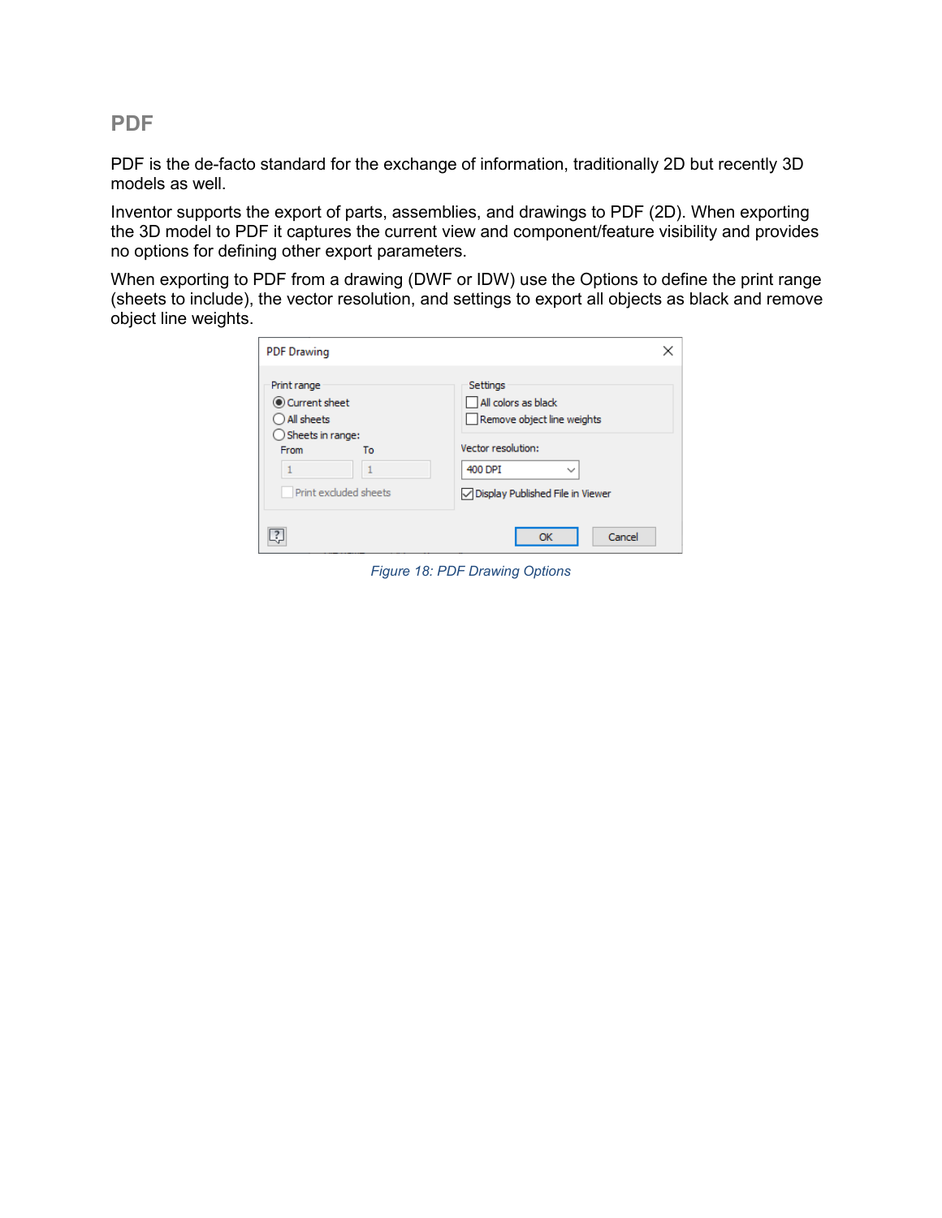## PDF

PDF is the de-facto standard for the exchange of information, traditionally 2D but recently 3D models as well.

Inventor supports the export of parts, assemblies, and drawings to PDF (2D). When exporting the 3D model to PDF it captures the current view and component/feature visibility and provides no options for defining other export parameters.

When exporting to PDF from a drawing (DWF or IDW) use the Options to define the print range (sheets to include), the vector resolution, and settings to export all objects as black and remove object line weights.

*Figure 18: PDF Drawing Options*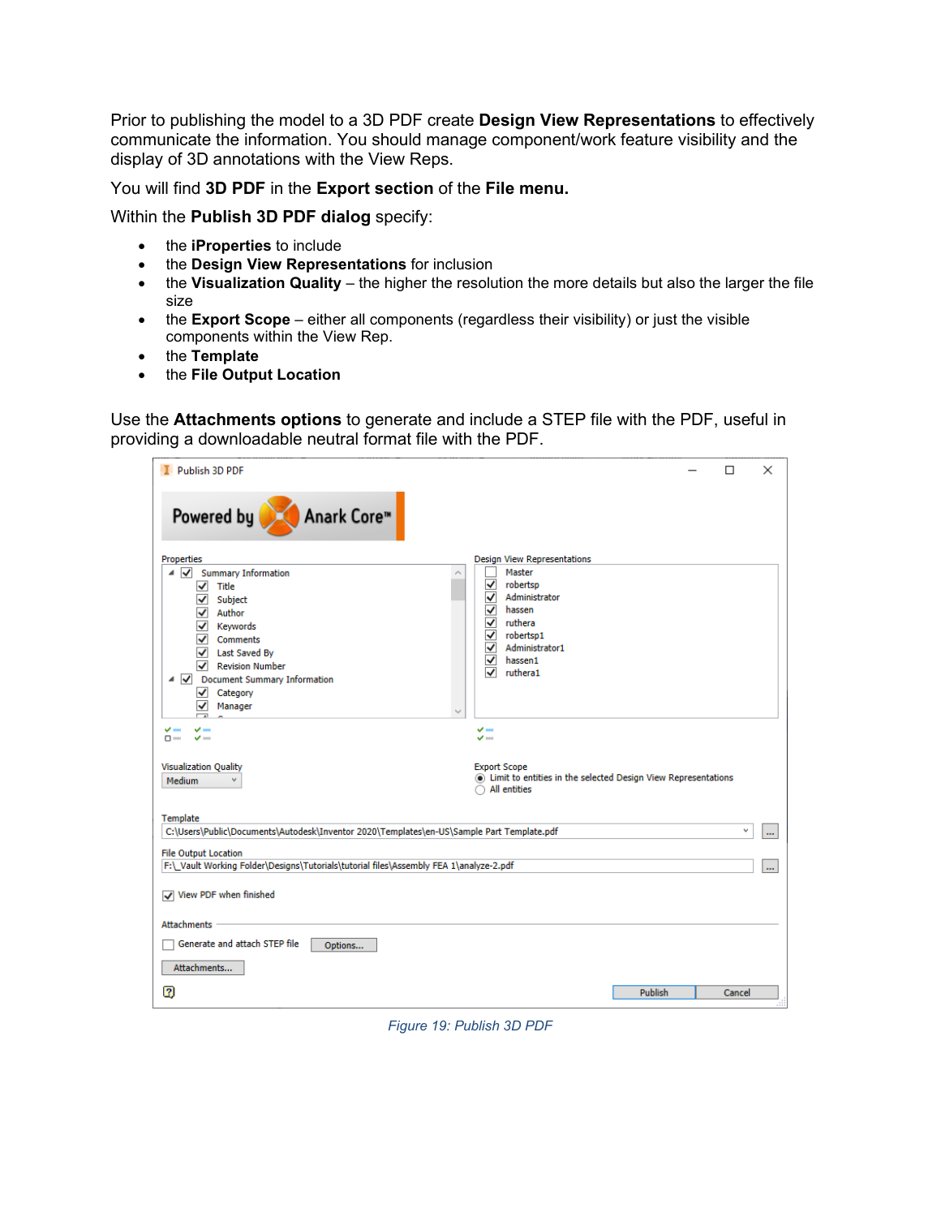Prior to publishing the model to a 3D PDF create **Design View Representations** to effectively communicate the information. You should manage component/work feature visibility and the display of 3D annotations with the View Reps.

You will find **3D PDF** in the **Export section** of the **File menu.**

Within the **Publish 3D PDF dialog** specify:

- the **iProperties** to include
- the **Design View Representations** for inclusion
- the **Visualization Quality** – the higher the resolution the more details but also the larger the file size
- the **Export Scope** – either all components (regardless their visibility) or just the visible components within the View Rep.
- the **Template**
- the **File Output Location**

Use the **Attachments options** to generate and include a STEP file with the PDF, useful in providing a downloadable neutral format file with the PDF.

*Figure 19: Publish 3D PDF*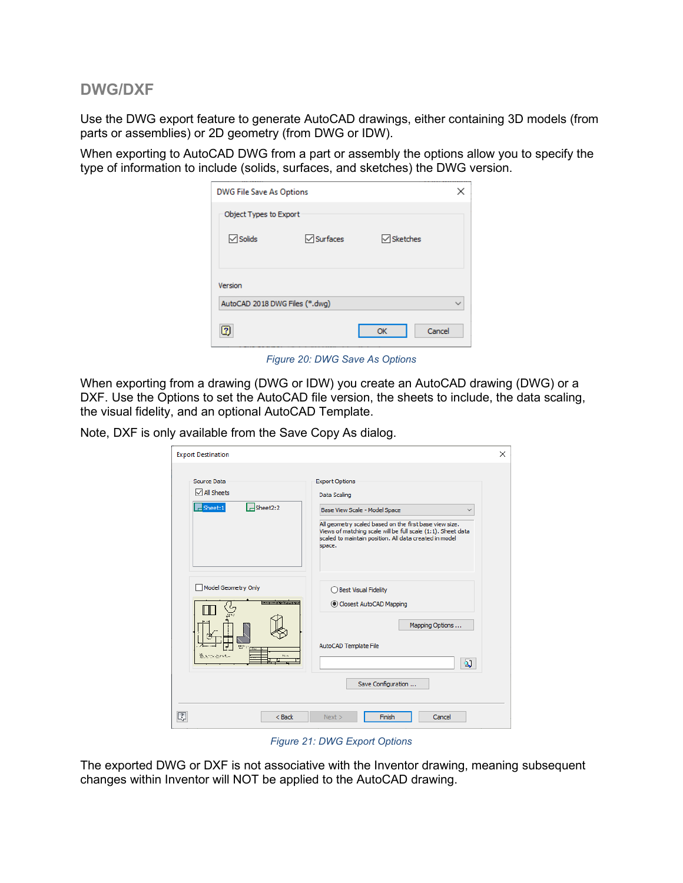## DWG/DXF

Use the DWG export feature to generate AutoCAD drawings, either containing 3D models (from parts or assemblies) or 2D geometry (from DWG or IDW).

When exporting to AutoCAD DWG from a part or assembly the options allow you to specify the type of information to include (solids, surfaces, and sketches) the DWG version.

*Figure 20: DWG Save As Options*

When exporting from a drawing (DWG or IDW) you create an AutoCAD drawing (DWG) or a DXF. Use the Options to set the AutoCAD file version, the sheets to include, the data scaling, the visual fidelity, and an optional AutoCAD Template.

Note, DXF is only available from the Save Copy As dialog.

*Figure 21: DWG Export Options*

The exported DWG or DXF is not associative with the Inventor drawing, meaning subsequent changes within Inventor will NOT be applied to the AutoCAD drawing.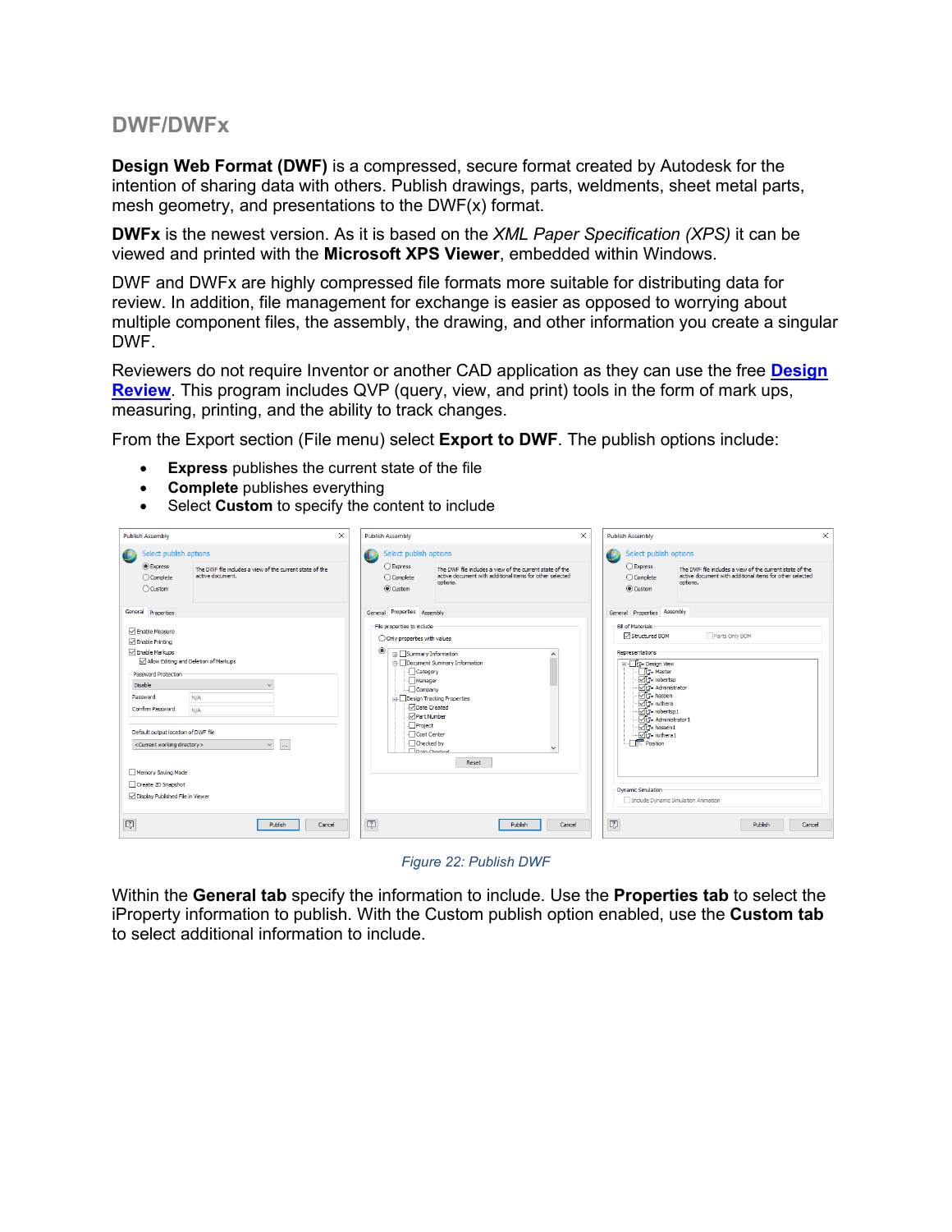## DWF/DWFx

**Design Web Format (DWF)** is a compressed, secure format created by Autodesk for the intention of sharing data with others. Publish drawings, parts, weldments, sheet metal parts, mesh geometry, and presentations to the DWF(x) format.

**DWFx** is the newest version. As it is based on the *XML Paper Specification (XPS)* it can be viewed and printed with the **Microsoft XPS Viewer**, embedded within Windows.

DWF and DWFx are highly compressed file formats more suitable for distributing data for review. In addition, file management for exchange is easier as opposed to worrying about multiple component files, the assembly, the drawing, and other information you create a singular DWF.

Reviewers do not require Inventor or another CAD application as they can use the free **Design Review**. This program includes QVP (query, view, and print) tools in the form of mark ups, measuring, printing, and the ability to track changes.

From the Export section (File menu) select **Export to DWF**. The publish options include:

- **Express** publishes the current state of the file
- **Complete** publishes everything
- Select **Custom** to specify the content to include

*Figure 22: Publish DWF*

Within the **General tab** specify the information to include. Use the **Properties tab** to select the iProperty information to publish. With the Custom publish option enabled, use the **Custom tab** to select additional information to include.